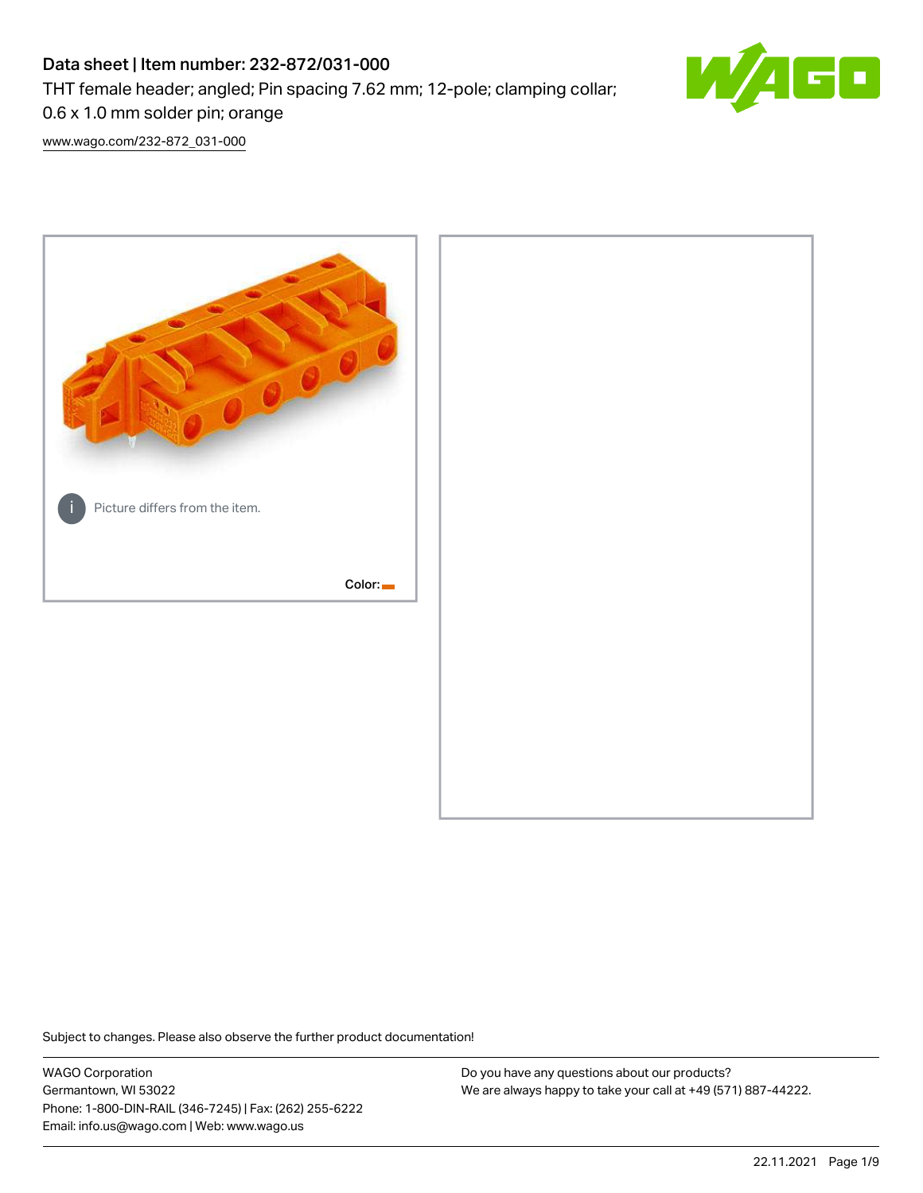# Data sheet | Item number: 232-872/031-000

THT female header; angled; Pin spacing 7.62 mm; 12-pole; clamping collar; 0.6 x 1.0 mm solder pin; orange

www.wago.com/232-872_031-000

Picture differs from the item.

Color:

Subject to changes. Please also observe the further product documentation!

WAGO Corporation
Germantown, WI 53022
Phone: 1-800-DIN-RAIL (346-7245) | Fax: (262) 255-6222
Email: info.us@wago.com | Web: www.wago.us

Do you have any questions about our products?
We are always happy to take your call at +49 (571) 887-44222.

22.11.2021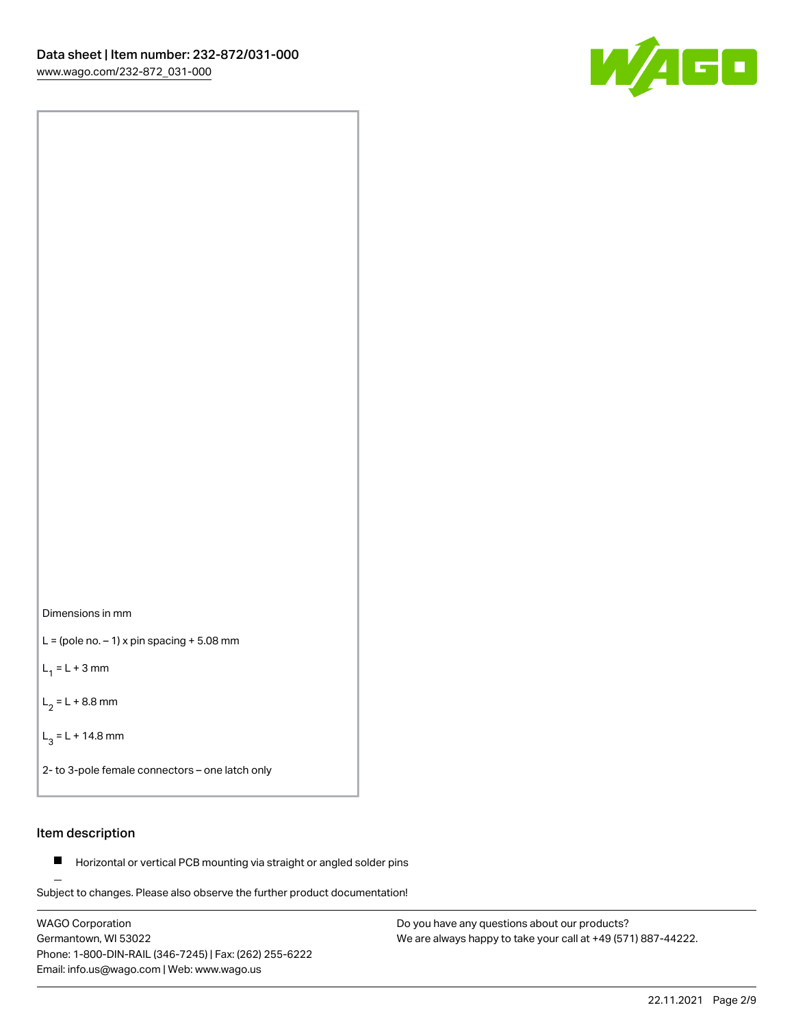Dimensions in mm

L = (pole no. – 1) x pin spacing + 5.08 mm

$L_1$ = L + 3 mm

$L_2$ = L + 8.8 mm

$L_3$ = L + 14.8 mm

2- to 3-pole female connectors – one latch only

## Item description

- Horizontal or vertical PCB mounting via straight or angled solder pins

Subject to changes. Please also observe the further product documentation!

WAGO Corporation
Germantown, WI 53022
Phone: 1-800-DIN-RAIL (346-7245) | Fax: (262) 255-6222
Email: info.us@wago.com | Web: www.wago.us

Do you have any questions about our products?
We are always happy to take your call at +49 (571) 887-44222.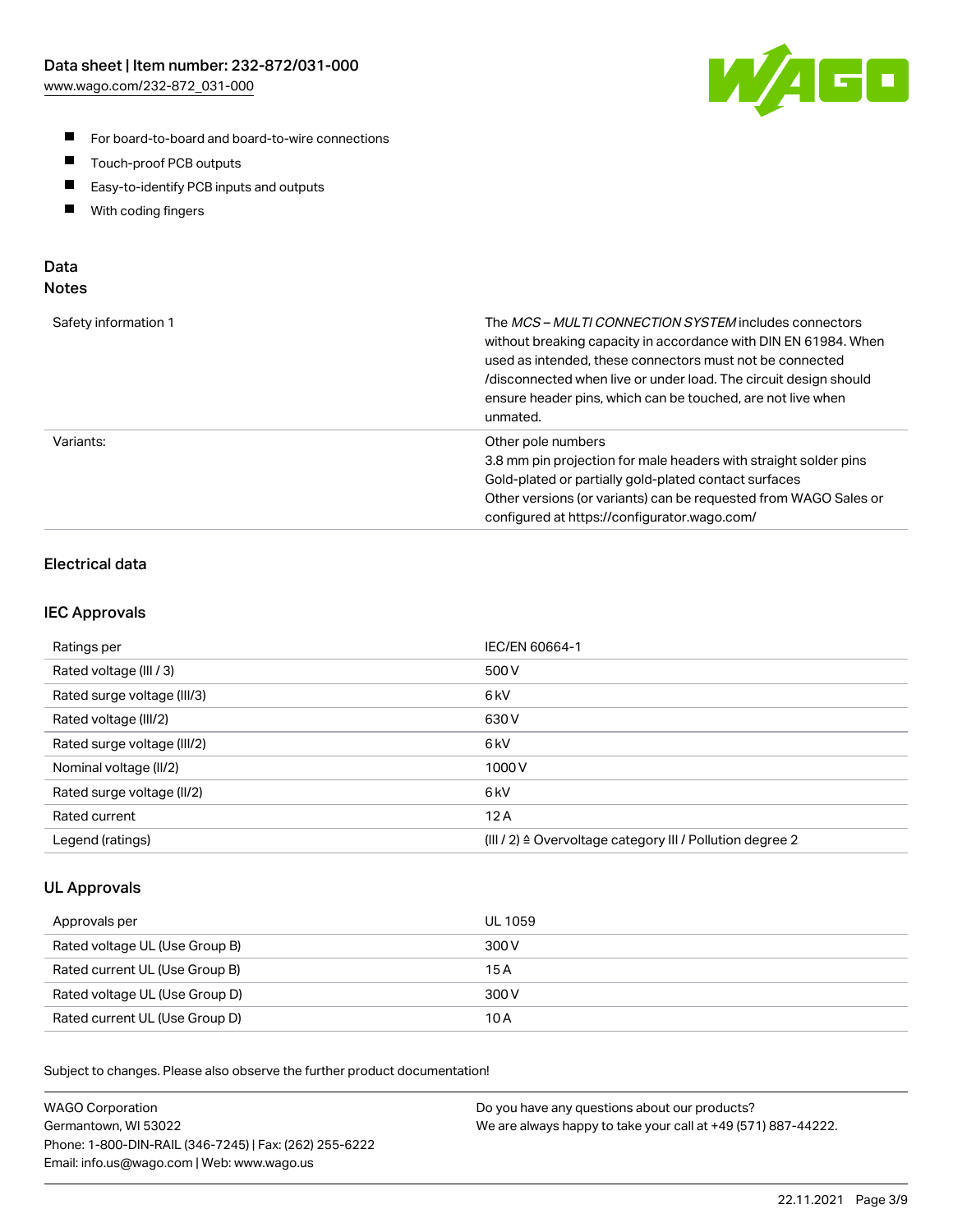- For board-to-board and board-to-wire connections
- Touch-proof PCB outputs
- Easy-to-identify PCB inputs and outputs
- With coding fingers

## Data
### Notes

| | |
|---|---|
| Safety information 1 | The *MCS – MULTI CONNECTION SYSTEM* includes connectors without breaking capacity in accordance with DIN EN 61984. When used as intended, these connectors must not be connected /disconnected when live or under load. The circuit design should ensure header pins, which can be touched, are not live when unmated. |
| Variants: | Other pole numbers<br>3.8 mm pin projection for male headers with straight solder pins<br>Gold-plated or partially gold-plated contact surfaces<br>Other versions (or variants) can be requested from WAGO Sales or configured at https://configurator.wago.com/ |

### Electrical data

### IEC Approvals

| | |
|---|---|
| Ratings per | IEC/EN 60664-1 |
| Rated voltage (III / 3) | 500 V |
| Rated surge voltage (III/3) | 6 kV |
| Rated voltage (III/2) | 630 V |
| Rated surge voltage (III/2) | 6 kV |
| Nominal voltage (II/2) | 1000 V |
| Rated surge voltage (II/2) | 6 kV |
| Rated current | 12 A |
| Legend (ratings) | (III / 2) ≙ Overvoltage category III / Pollution degree 2 |

### UL Approvals

| | |
|---|---|
| Approvals per | UL 1059 |
| Rated voltage UL (Use Group B) | 300 V |
| Rated current UL (Use Group B) | 15 A |
| Rated voltage UL (Use Group D) | 300 V |
| Rated current UL (Use Group D) | 10 A |

Subject to changes. Please also observe the further product documentation!

WAGO Corporation
Germantown, WI 53022
Phone: 1-800-DIN-RAIL (346-7245) | Fax: (262) 255-6222
Email: info.us@wago.com | Web: www.wago.us

Do you have any questions about our products?
We are always happy to take your call at +49 (571) 887-44222.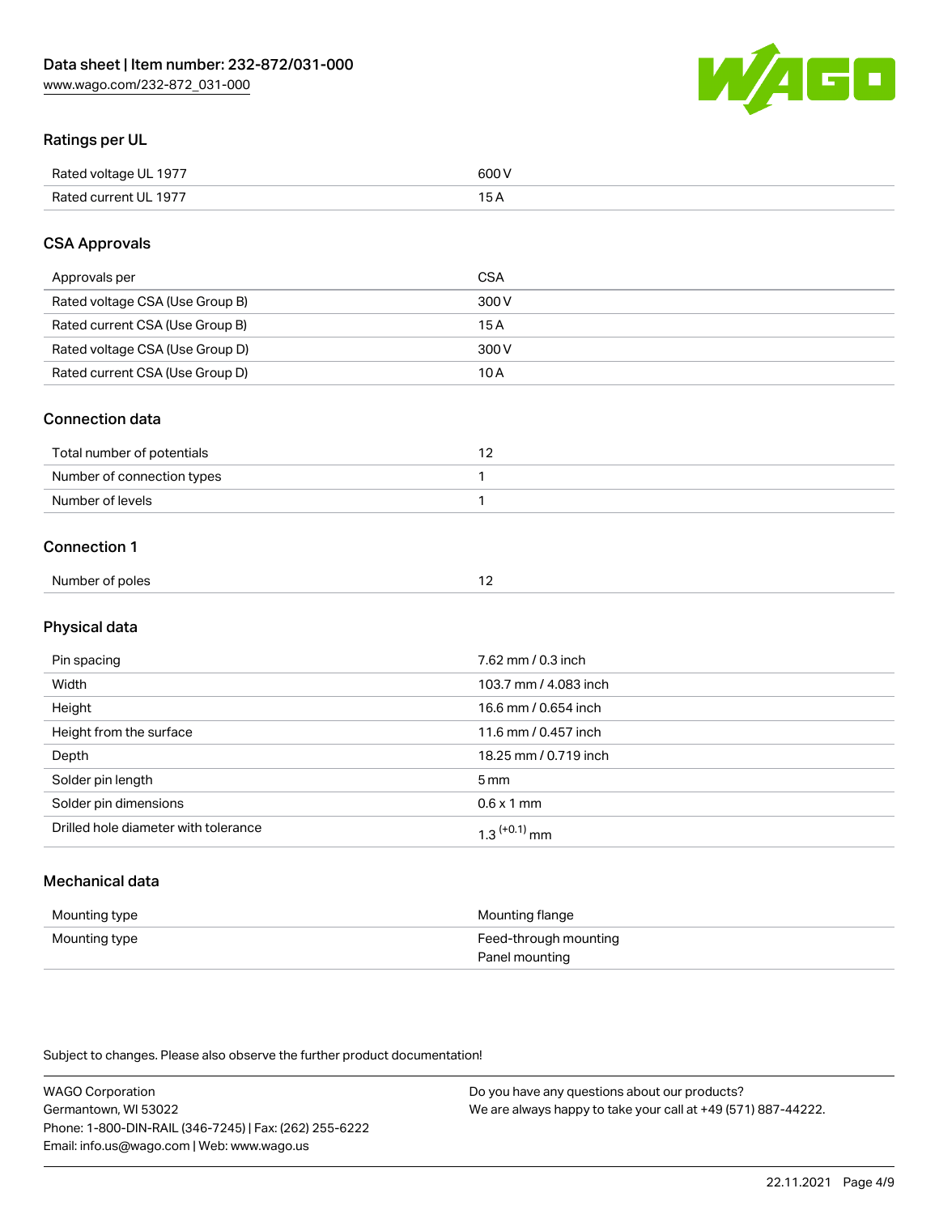Data sheet | Item number: 232-872/031-000
www.wago.com/232-872_031-000

## Ratings per UL

| | |
|---|---|
| Rated voltage UL 1977 | 600 V |
| Rated current UL 1977 | 15 A |

## CSA Approvals

| | |
|---|---|
| Approvals per | CSA |
| Rated voltage CSA (Use Group B) | 300 V |
| Rated current CSA (Use Group B) | 15 A |
| Rated voltage CSA (Use Group D) | 300 V |
| Rated current CSA (Use Group D) | 10 A |

## Connection data

| | |
|---|---|
| Total number of potentials | 12 |
| Number of connection types | 1 |
| Number of levels | 1 |

## Connection 1

| | |
|---|---|
| Number of poles | 12 |

## Physical data

| | |
|---|---|
| Pin spacing | 7.62 mm / 0.3 inch |
| Width | 103.7 mm / 4.083 inch |
| Height | 16.6 mm / 0.654 inch |
| Height from the surface | 11.6 mm / 0.457 inch |
| Depth | 18.25 mm / 0.719 inch |
| Solder pin length | 5 mm |
| Solder pin dimensions | 0.6 x 1 mm |
| Drilled hole diameter with tolerance | $1.3^{(+0.1)}$ mm |

## Mechanical data

| | |
|---|---|
| Mounting type | Mounting flange |
| Mounting type | Feed-through mounting<br>Panel mounting |

Subject to changes. Please also observe the further product documentation!

WAGO Corporation
Germantown, WI 53022
Phone: 1-800-DIN-RAIL (346-7245) | Fax: (262) 255-6222
Email: info.us@wago.com | Web: www.wago.us

Do you have any questions about our products?
We are always happy to take your call at +49 (571) 887-44222.

22.11.2021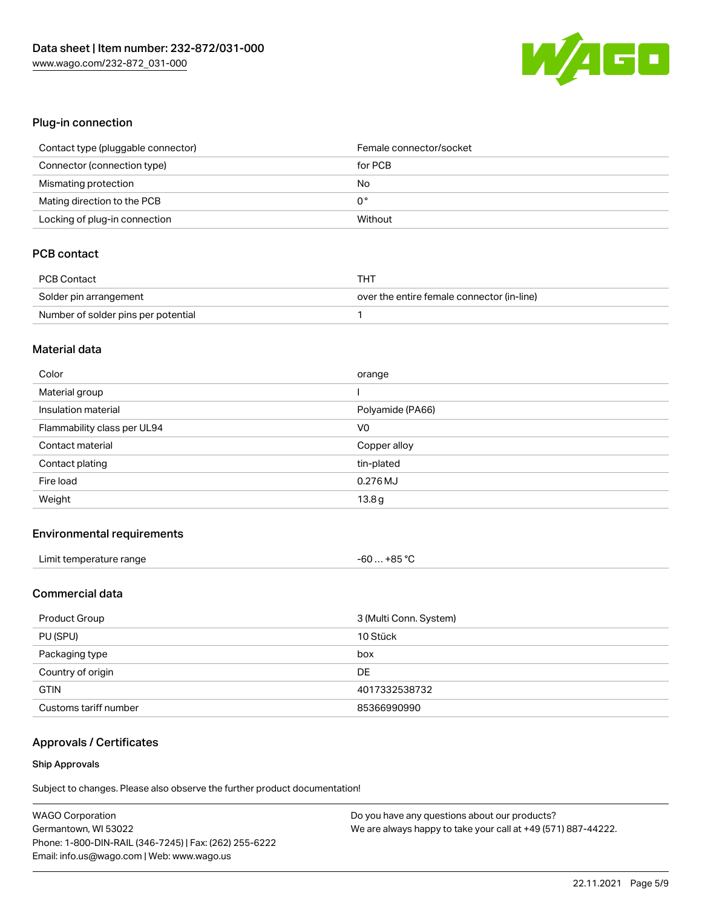## Plug-in connection

| | |
|---|---|
| Contact type (pluggable connector) | Female connector/socket |
| Connector (connection type) | for PCB |
| Mismating protection | No |
| Mating direction to the PCB | 0 ° |
| Locking of plug-in connection | Without |

## PCB contact

| | |
|---|---|
| PCB Contact | THT |
| Solder pin arrangement | over the entire female connector (in-line) |
| Number of solder pins per potential | 1 |

## Material data

| | |
|---|---|
| Color | orange |
| Material group | I |
| Insulation material | Polyamide (PA66) |
| Flammability class per UL94 | V0 |
| Contact material | Copper alloy |
| Contact plating | tin-plated |
| Fire load | 0.276 MJ |
| Weight | 13.8 g |

## Environmental requirements

| | |
|---|---|
| Limit temperature range | -60 … +85 °C |

## Commercial data

| | |
|---|---|
| Product Group | 3 (Multi Conn. System) |
| PU (SPU) | 10 Stück |
| Packaging type | box |
| Country of origin | DE |
| GTIN | 4017332538732 |
| Customs tariff number | 85366990990 |

## Approvals / Certificates

### Ship Approvals

Subject to changes. Please also observe the further product documentation!

WAGO Corporation
Germantown, WI 53022
Phone: 1-800-DIN-RAIL (346-7245) | Fax: (262) 255-6222
Email: info.us@wago.com | Web: www.wago.us

Do you have any questions about our products?
We are always happy to take your call at +49 (571) 887-44222.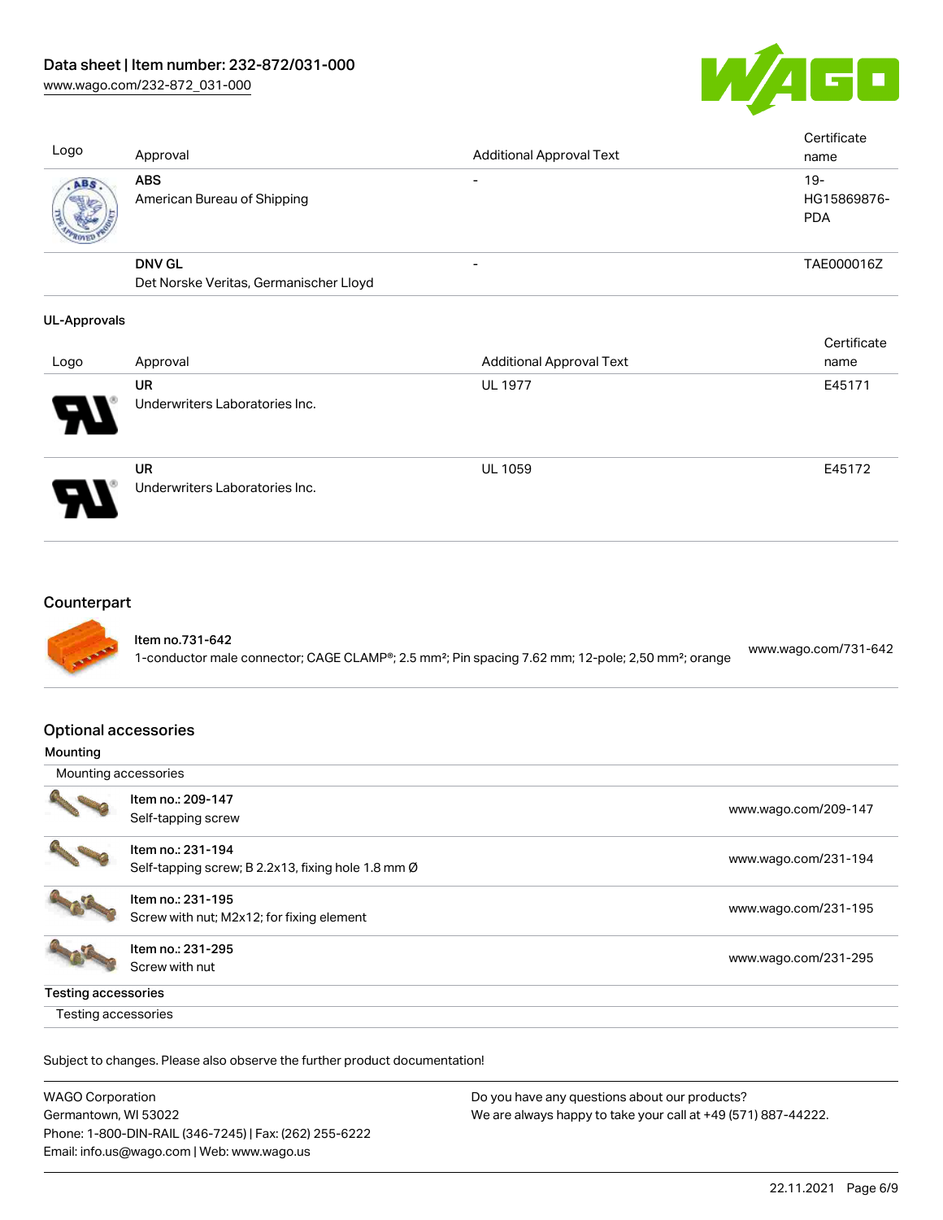| Logo | Approval | Additional Approval Text | Certificate name |
|---|---|---|---|
| | **ABS**<br>American Bureau of Shipping | - | 19-HG15869876-PDA |
| | **DNV GL**<br>Det Norske Veritas, Germanischer Lloyd | - | TAE000016Z |

### UL-Approvals

| Logo | Approval | Additional Approval Text | Certificate name |
|---|---|---|---|
| | **UR**<br>Underwriters Laboratories Inc. | UL 1977 | E45171 |
| | **UR**<br>Underwriters Laboratories Inc. | UL 1059 | E45172 |

## Counterpart

| | | |
|---|---|---|
| | Item no.731-642<br>1-conductor male connector; CAGE CLAMP®; 2.5 mm²; Pin spacing 7.62 mm; 12-pole; 2,50 mm²; orange | www.wago.com/731-642 |

## Optional accessories

### Mounting

Mounting accessories

| | | |
|---|---|---|
| | Item no.: 209-147<br>Self-tapping screw | www.wago.com/209-147 |
| | Item no.: 231-194<br>Self-tapping screw; B 2.2x13, fixing hole 1.8 mm Ø | www.wago.com/231-194 |
| | Item no.: 231-195<br>Screw with nut; M2x12; for fixing element | www.wago.com/231-195 |
| | Item no.: 231-295<br>Screw with nut | www.wago.com/231-295 |

### Testing accessories

Testing accessories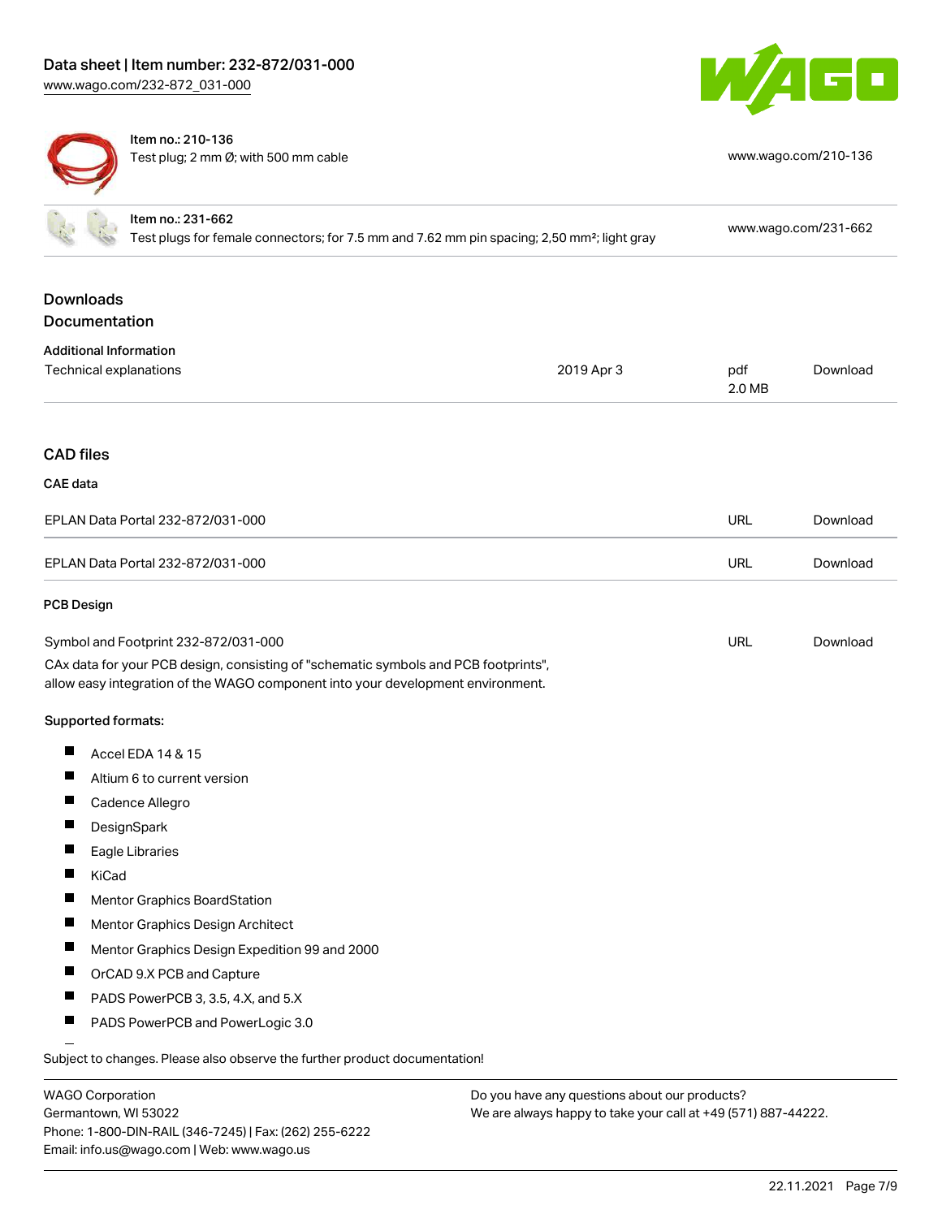| Item no.: 210-136<br>Test plug; 2 mm Ø; with 500 mm cable | www.wago.com/210-136 |
| --- | --- |
| Item no.: 231-662<br>Test plugs for female connectors; for 7.5 mm and 7.62 mm pin spacing; 2,50 mm²; light gray | www.wago.com/231-662 |

## Downloads

### Documentation

**Additional Information**

| | | | |
| --- | --- | --- | --- |
| Technical explanations | 2019 Apr 3 | pdf<br>2.0 MB | Download |

### CAD files

**CAE data**

| | | |
| --- | --- | --- |
| EPLAN Data Portal 232-872/031-000 | URL | Download |
| EPLAN Data Portal 232-872/031-000 | URL | Download |

**PCB Design**

| | | |
| --- | --- | --- |
| Symbol and Footprint 232-872/031-000 | URL | Download |

CAx data for your PCB design, consisting of "schematic symbols and PCB footprints", allow easy integration of the WAGO component into your development environment.

**Supported formats:**

- Accel EDA 14 & 15
- Altium 6 to current version
- Cadence Allegro
- DesignSpark
- Eagle Libraries
- KiCad
- Mentor Graphics BoardStation
- Mentor Graphics Design Architect
- Mentor Graphics Design Expedition 99 and 2000
- OrCAD 9.X PCB and Capture
- PADS PowerPCB 3, 3.5, 4.X, and 5.X
- PADS PowerPCB and PowerLogic 3.0

Subject to changes. Please also observe the further product documentation!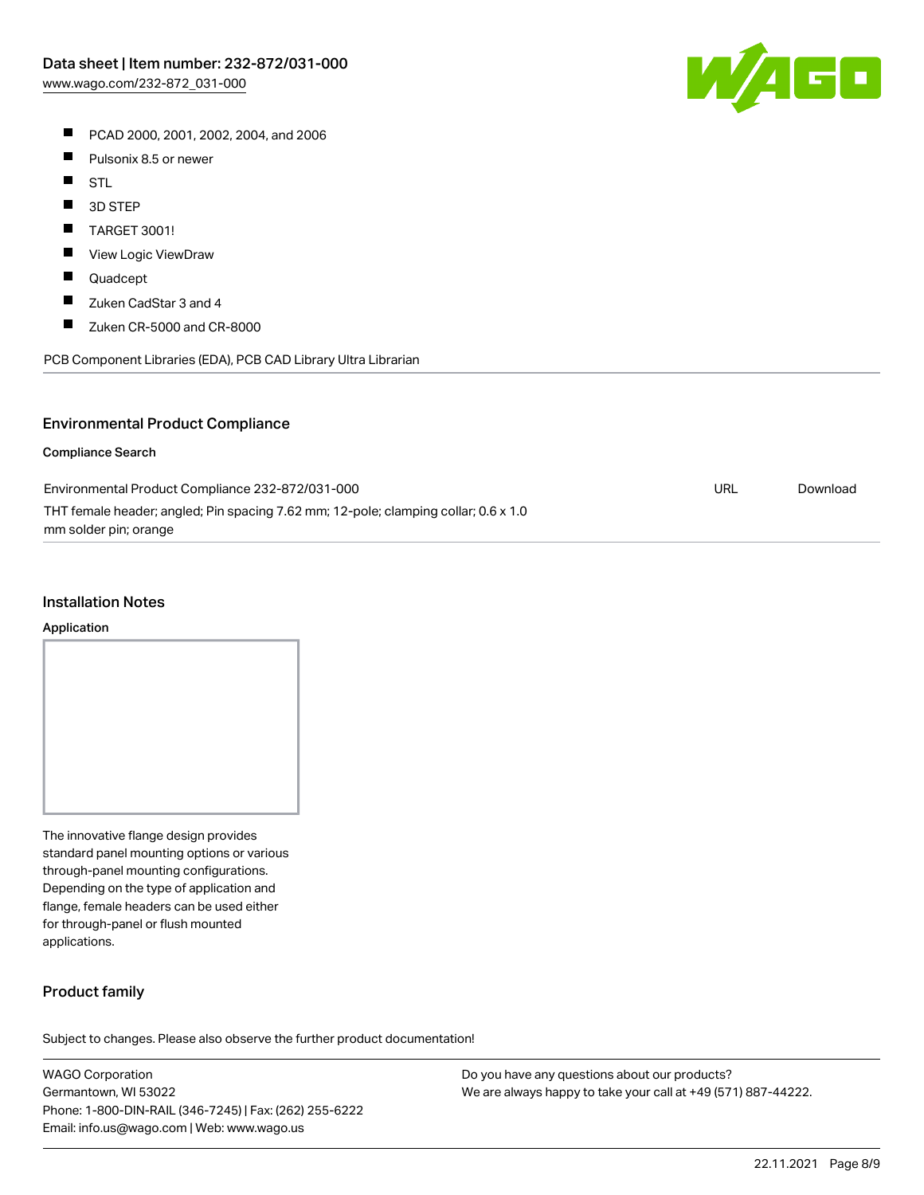- PCAD 2000, 2001, 2002, 2004, and 2006
- Pulsonix 8.5 or newer
- STL
- 3D STEP
- TARGET 3001!
- View Logic ViewDraw
- Quadcept
- Zuken CadStar 3 and 4
- Zuken CR-5000 and CR-8000

PCB Component Libraries (EDA), PCB CAD Library Ultra Librarian

## Environmental Product Compliance

### Compliance Search

| | | |
|---|---|---|
| Environmental Product Compliance 232-872/031-000<br>THT female header; angled; Pin spacing 7.62 mm; 12-pole; clamping collar; 0.6 x 1.0 mm solder pin; orange | URL | Download |

## Installation Notes

### Application

The innovative flange design provides standard panel mounting options or various through-panel mounting configurations. Depending on the type of application and flange, female headers can be used either for through-panel or flush mounted applications.

## Product family

Subject to changes. Please also observe the further product documentation!

WAGO Corporation
Germantown, WI 53022
Phone: 1-800-DIN-RAIL (346-7245) | Fax: (262) 255-6222
Email: info.us@wago.com | Web: www.wago.us

Do you have any questions about our products?
We are always happy to take your call at +49 (571) 887-44222.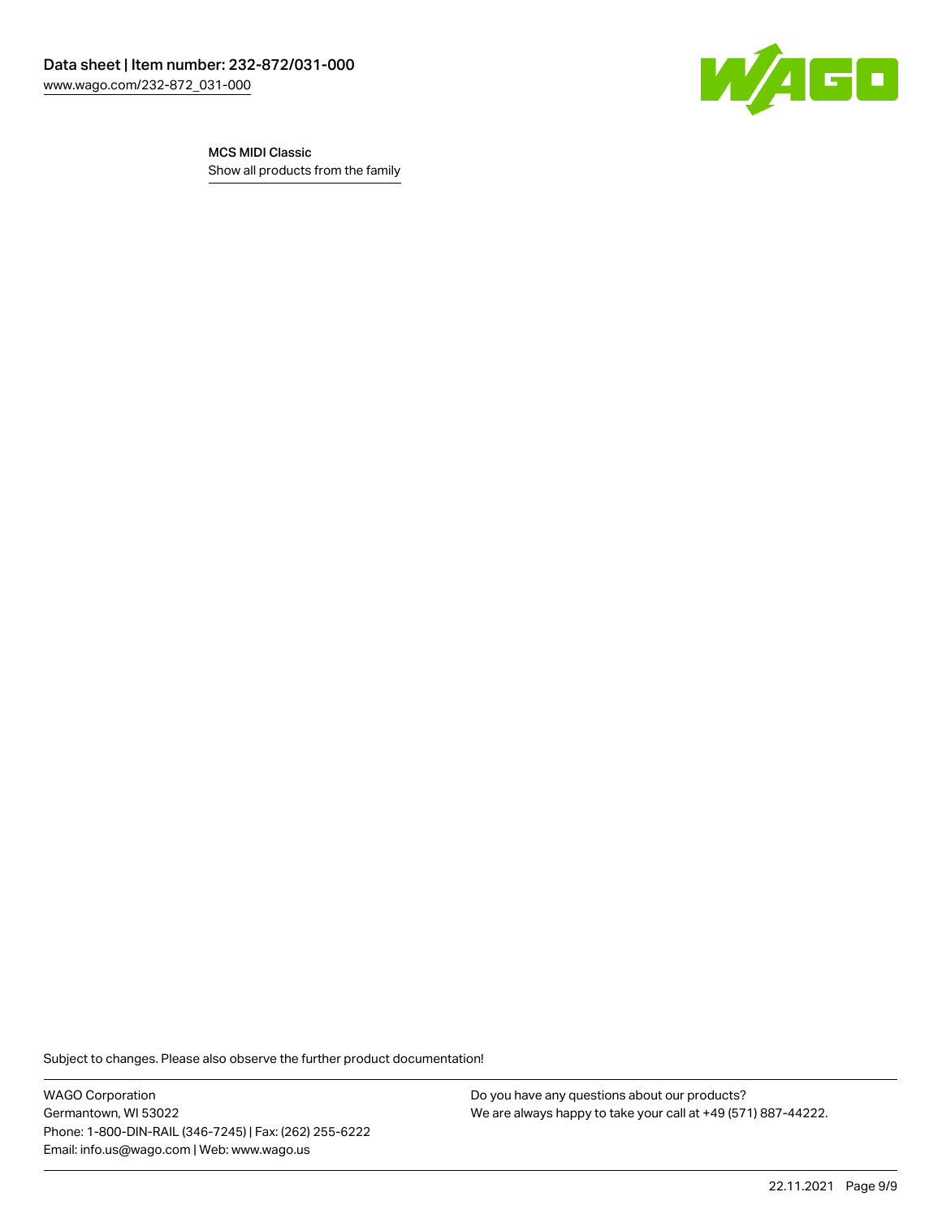MCS MIDI Classic

Show all products from the family

Subject to changes. Please also observe the further product documentation!

WAGO Corporation
Germantown, WI 53022
Phone: 1-800-DIN-RAIL (346-7245) | Fax: (262) 255-6222
Email: info.us@wago.com | Web: www.wago.us

Do you have any questions about our products?
We are always happy to take your call at +49 (571) 887-44222.